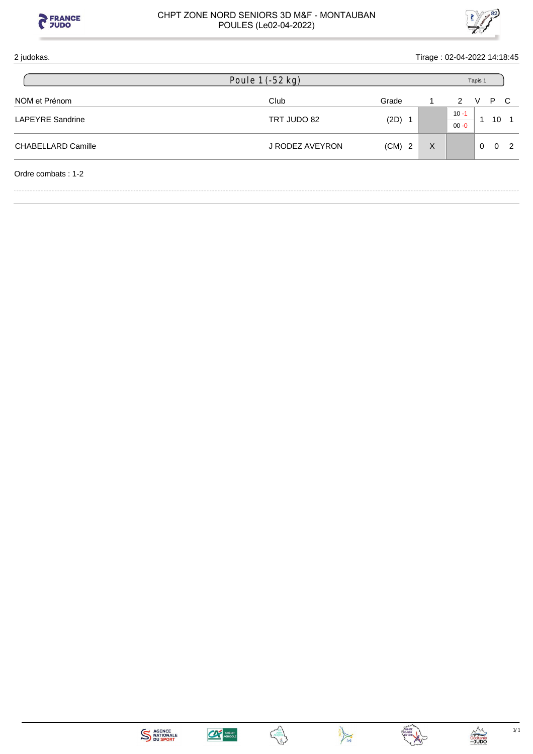CHPT ZONE NORD SENIORS 3D M&F - MONTAUBAN
POULES (Le02-04-2022)

2 judokas.

Tirage : 02-04-2022 14:18:45

## Poule 1 (-52 kg)

Tapis 1

| NOM et Prénom | Club | Grade | | 1 | 2 | V | P | C |
|---|---|---|---|---|---|---|---|---|
| LAPEYRE Sandrine | TRT JUDO 82 | (2D) | 1 | | 10 -1 / 00 -0 | 1 | 10 | 1 |
| CHABELLARD Camille | J RODEZ AVEYRON | (CM) | 2 | X | | 0 | 0 | 2 |

Ordre combats : 1-2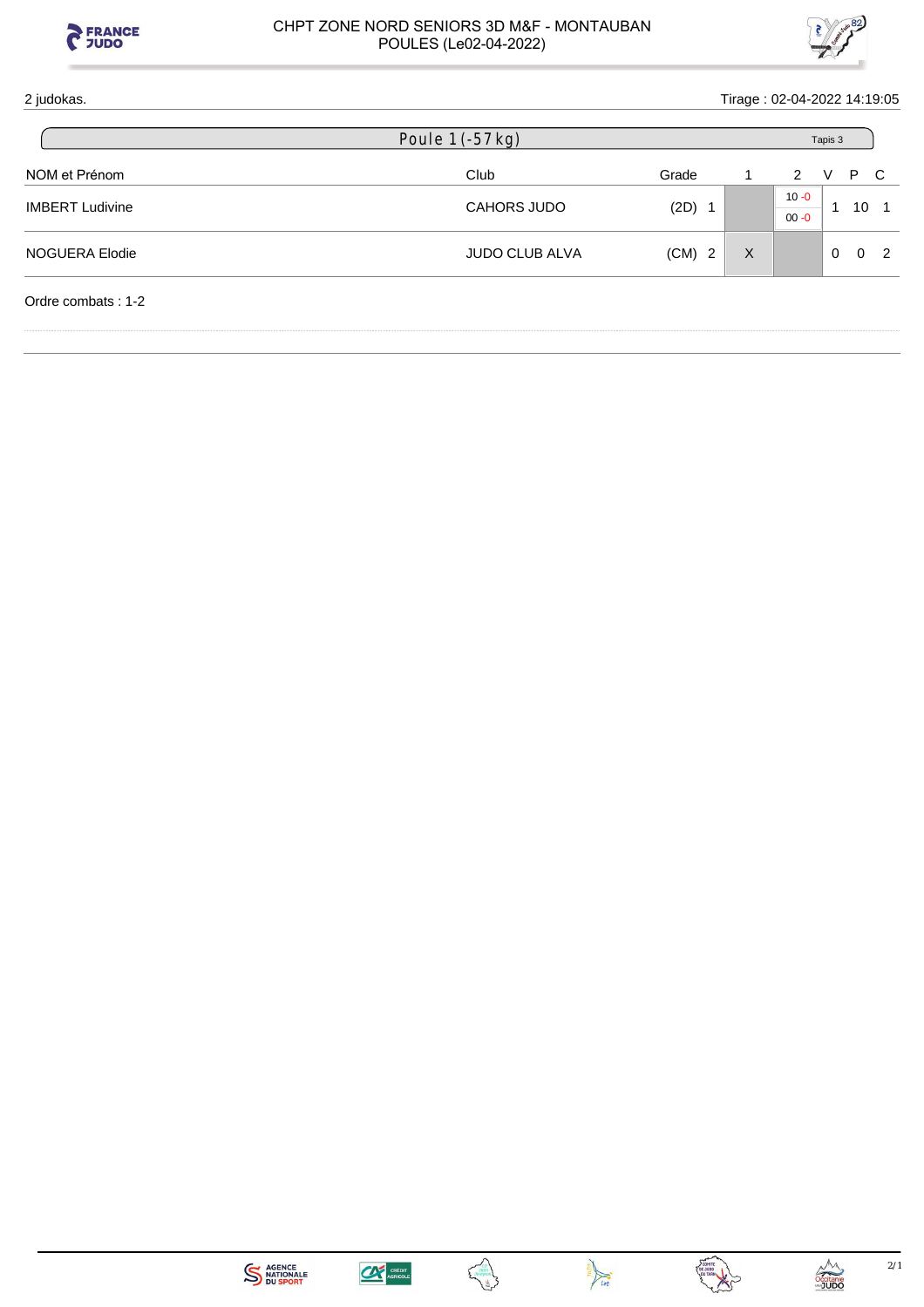# CHPT ZONE NORD SENIORS 3D M&F - MONTAUBAN
## POULES (Le02-04-2022)

2 judokas.

Tirage : 02-04-2022 14:19:05

### Poule 1 (-57 kg)

Tapis 3

| NOM et Prénom | Club | Grade | | 1 | 2 | V | P | C |
|---|---|---|---|---|---|---|---|---|
| IMBERT Ludivine | CAHORS JUDO | (2D) | 1 | | 10 -0 / 00 -0 | 1 | 10 | 1 |
| NOGUERA Elodie | JUDO CLUB ALVA | (CM) | 2 | X | | 0 | 0 | 2 |

Ordre combats : 1-2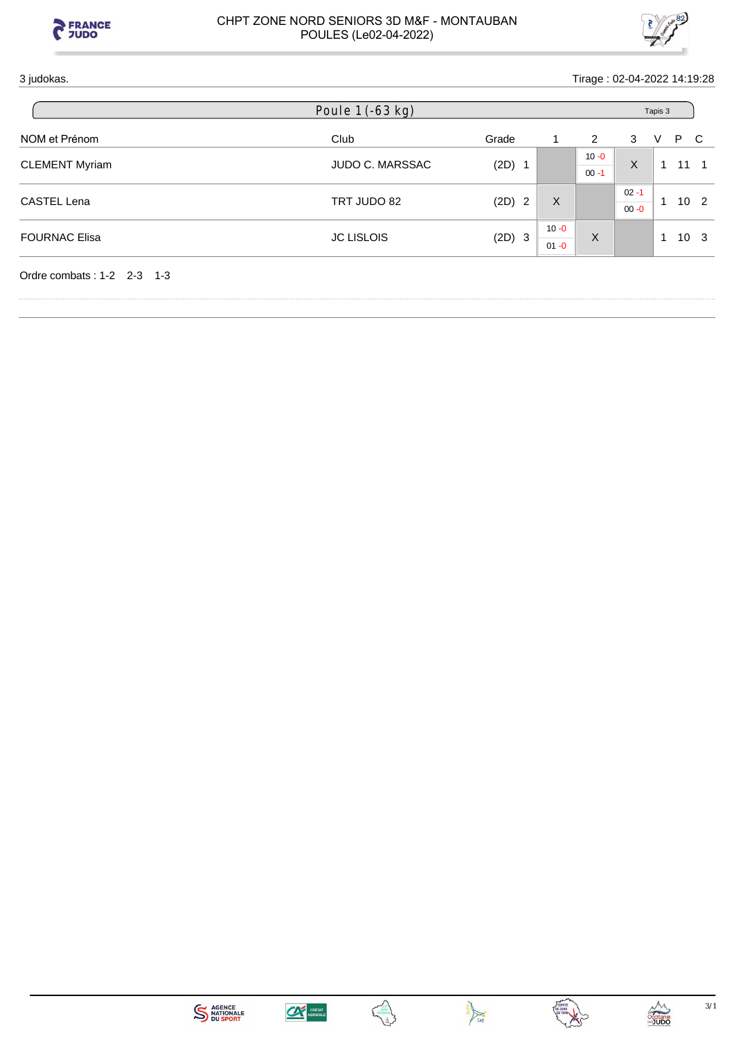CHPT ZONE NORD SENIORS 3D M&F - MONTAUBAN
POULES (Le02-04-2022)

3 judokas.

Tirage : 02-04-2022 14:19:28

## Poule 1 (-63 kg)

Tapis 3

| NOM et Prénom | Club | Grade | | 1 | 2 | 3 | V | P | C |
|---|---|---|---|---|---|---|---|---|---|
| CLEMENT Myriam | JUDO C. MARSSAC | (2D) | 1 | | 10 -0 / 00 -1 | X | 1 | 11 | 1 |
| CASTEL Lena | TRT JUDO 82 | (2D) | 2 | X | | 02 -1 / 00 -0 | 1 | 10 | 2 |
| FOURNAC Elisa | JC LISLOIS | (2D) | 3 | 10 -0 / 01 -0 | X | | 1 | 10 | 3 |

Ordre combats : 1-2 2-3 1-3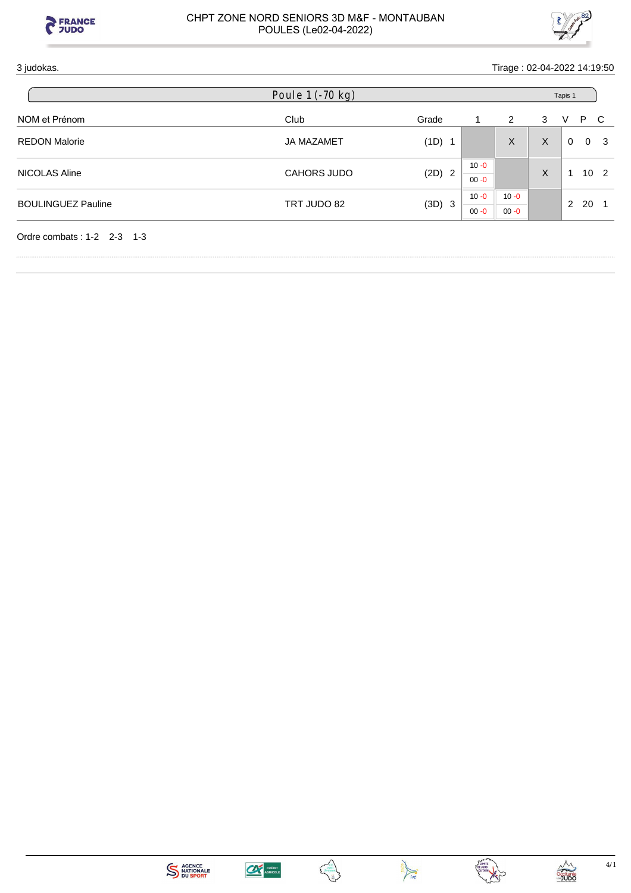CHPT ZONE NORD SENIORS 3D M&F - MONTAUBAN
POULES (Le02-04-2022)

3 judokas. Tirage : 02-04-2022 14:19:50

## Poule 1 (-70 kg) — Tapis 1

| NOM et Prénom | Club | Grade | | 1 | 2 | 3 | V | P | C |
|---|---|---|---|---|---|---|---|---|---|
| REDON Malorie | JA MAZAMET | (1D) | 1 | | X | X | 0 | 0 | 3 |
| NICOLAS Aline | CAHORS JUDO | (2D) | 2 | 10 -0 / 00 -0 | | X | 1 | 10 | 2 |
| BOULINGUEZ Pauline | TRT JUDO 82 | (3D) | 3 | 10 -0 / 00 -0 | 10 -0 / 00 -0 | | 2 | 20 | 1 |

Ordre combats : 1-2 2-3 1-3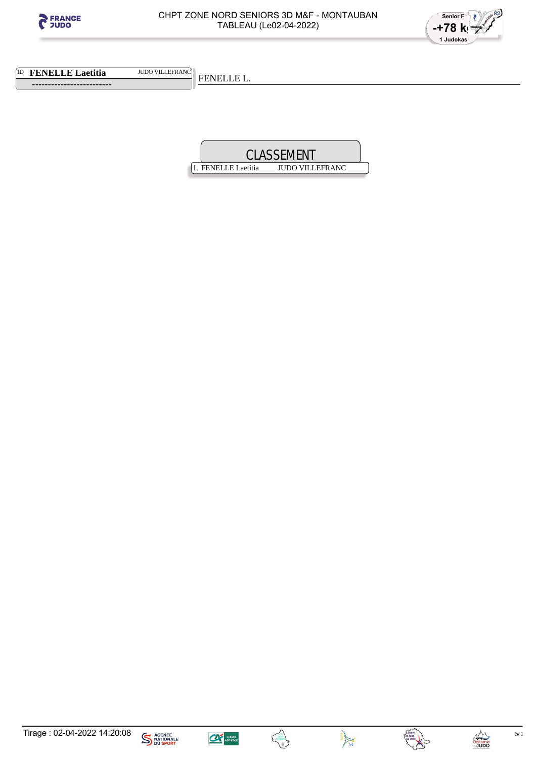CHPT ZONE NORD SENIORS 3D M&F - MONTAUBAN
TABLEAU (Le02-04-2022)

Senior F
-+78 kg
1 Judokas

1D **FENELLE Laetitia** JUDO VILLEFRANC
-------------------------

FENELLE L.

## CLASSEMENT

| | | |
|---|---|---|
| 1. | FENELLE Laetitia | JUDO VILLEFRANC |

Tirage : 02-04-2022 14:20:08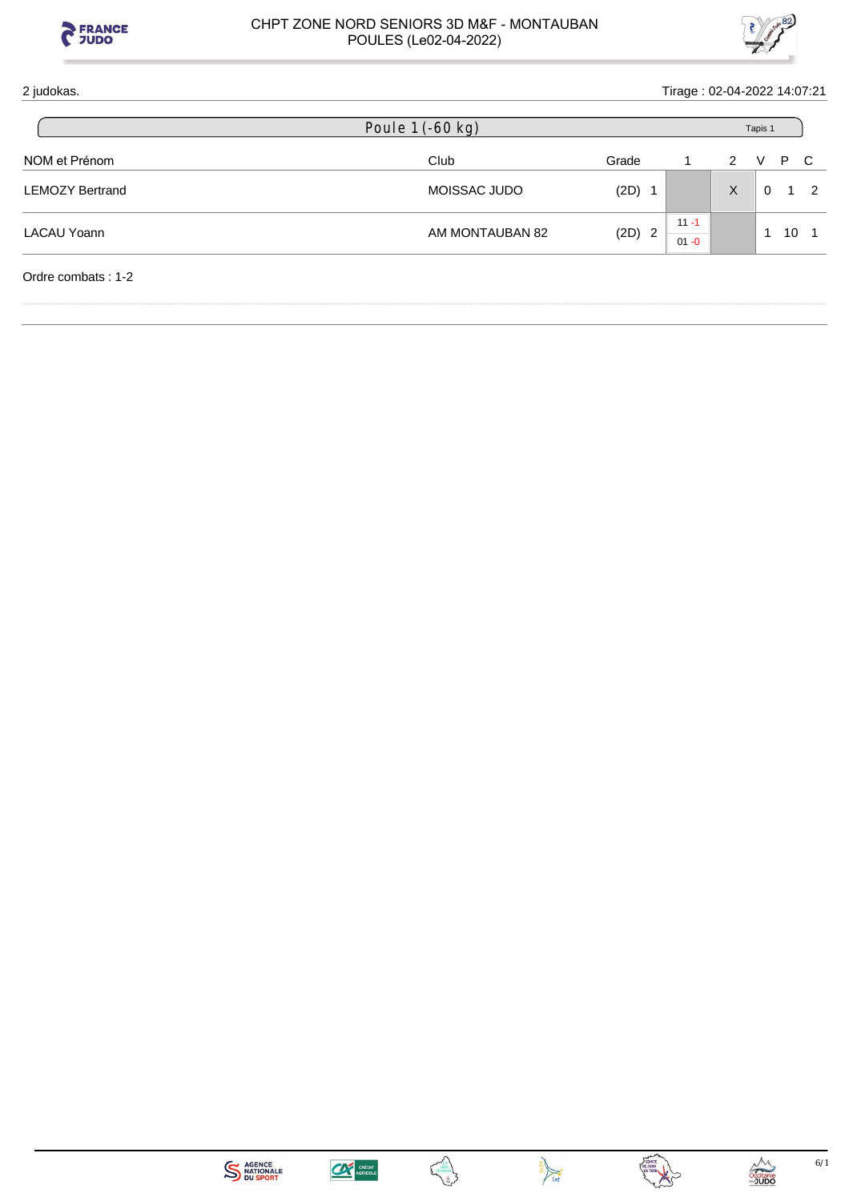CHPT ZONE NORD SENIORS 3D M&F - MONTAUBAN
POULES (Le02-04-2022)

2 judokas. Tirage : 02-04-2022 14:07:21

## Poule 1 (-60 kg)

Tapis 1

| NOM et Prénom | Club | Grade | | 1 | 2 | V | P | C |
|---|---|---|---|---|---|---|---|---|
| LEMOZY Bertrand | MOISSAC JUDO | (2D) | 1 | | X | 0 | 1 | 2 |
| LACAU Yoann | AM MONTAUBAN 82 | (2D) | 2 | 11 -1 / 01 -0 | | 1 | 10 | 1 |

Ordre combats : 1-2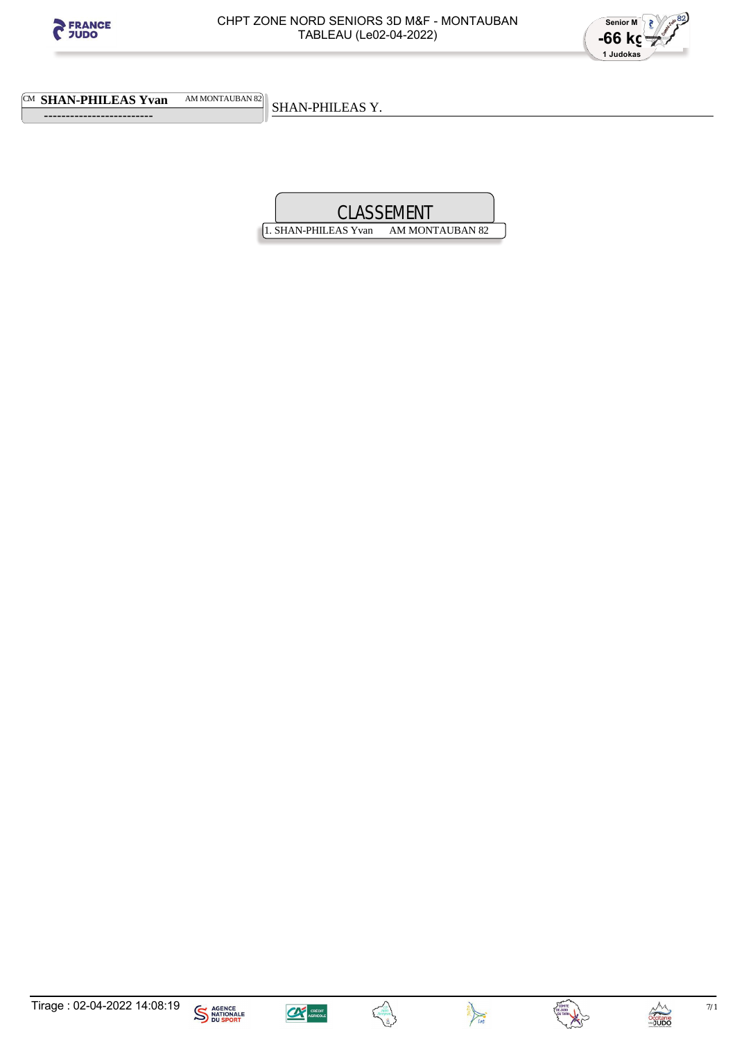CHPT ZONE NORD SENIORS 3D M&F - MONTAUBAN
TABLEAU (Le02-04-2022)

Senior M
-66 kg
1 Judokas

CM **SHAN-PHILEAS Yvan** AM MONTAUBAN 82

-------------------------

SHAN-PHILEAS Y.

## CLASSEMENT

1. SHAN-PHILEAS Yvan AM MONTAUBAN 82

Tirage : 02-04-2022 14:08:19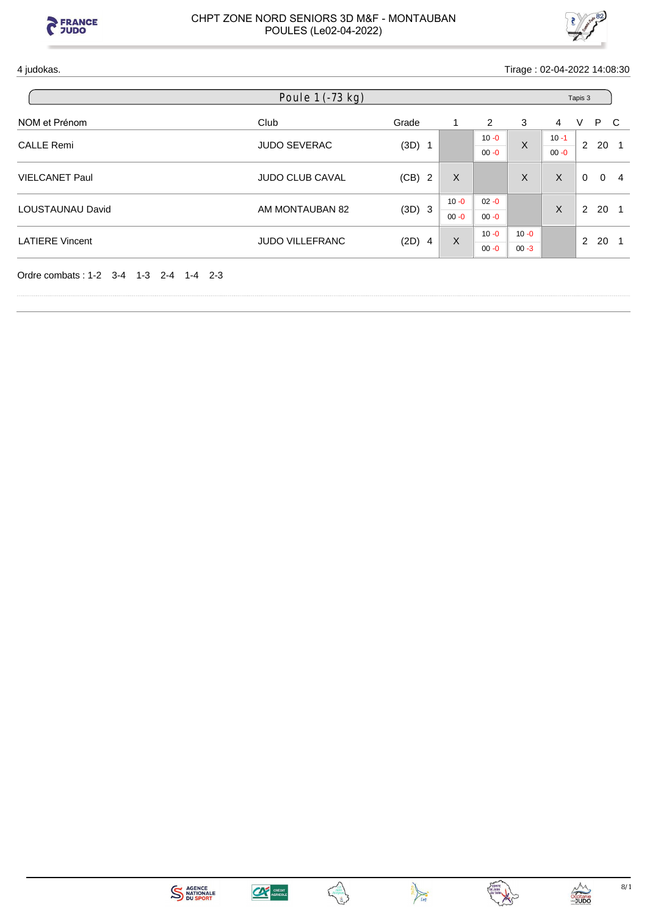CHPT ZONE NORD SENIORS 3D M&F - MONTAUBAN
POULES (Le02-04-2022)

4 judokas.

Tirage : 02-04-2022 14:08:30

## Poule 1 (-73 kg)

Tapis 3

| NOM et Prénom | Club | Grade | | 1 | 2 | 3 | 4 | V | P | C |
|---|---|---|---|---|---|---|---|---|---|---|
| CALLE Remi | JUDO SEVERAC | (3D) | 1 | | 10 -0 / 00 -0 | X | 10 -1 / 00 -0 | 2 | 20 | 1 |
| VIELCANET Paul | JUDO CLUB CAVAL | (CB) | 2 | X | | X | X | 0 | 0 | 4 |
| LOUSTAUNAU David | AM MONTAUBAN 82 | (3D) | 3 | 10 -0 / 00 -0 | 02 -0 / 00 -0 | | X | 2 | 20 | 1 |
| LATIERE Vincent | JUDO VILLEFRANC | (2D) | 4 | X | 10 -0 / 00 -0 | 10 -0 / 00 -3 | | 2 | 20 | 1 |

Ordre combats : 1-2 3-4 1-3 2-4 1-4 2-3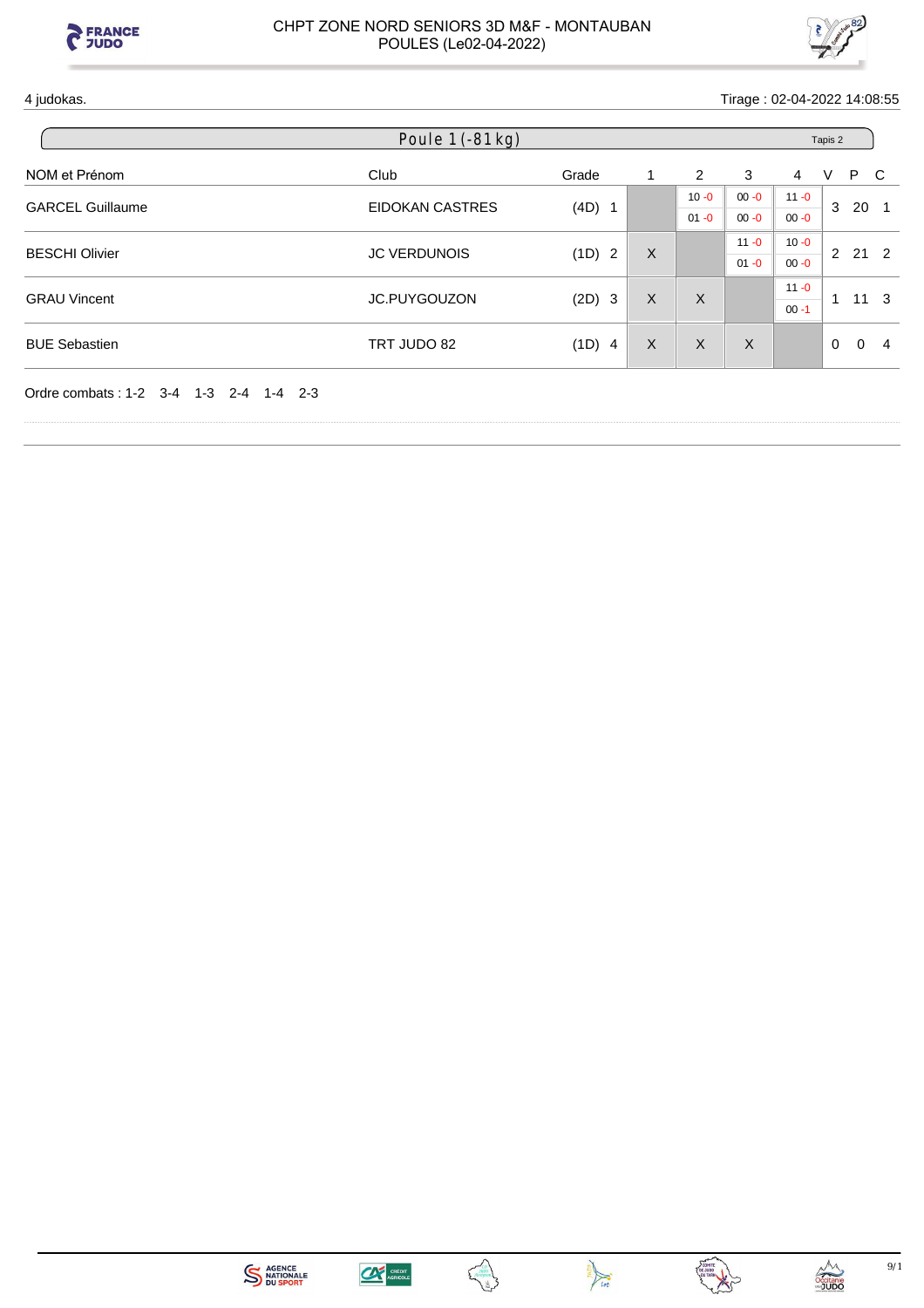CHPT ZONE NORD SENIORS 3D M&F - MONTAUBAN
POULES (Le02-04-2022)

4 judokas. Tirage : 02-04-2022 14:08:55

## Poule 1 (-81 kg) — Tapis 2

| NOM et Prénom | Club | Grade | 1 | 2 | 3 | 4 | V | P | C |
|---|---|---|---|---|---|---|---|---|---|
| GARCEL Guillaume | EIDOKAN CASTRES | (4D) 1 | | 10 -0 / 01 -0 | 00 -0 / 00 -0 | 11 -0 / 00 -0 | 3 | 20 | 1 |
| BESCHI Olivier | JC VERDUNOIS | (1D) 2 | X | | 11 -0 / 01 -0 | 10 -0 / 00 -0 | 2 | 21 | 2 |
| GRAU Vincent | JC.PUYGOUZON | (2D) 3 | X | X | | 11 -0 / 00 -1 | 1 | 11 | 3 |
| BUE Sebastien | TRT JUDO 82 | (1D) 4 | X | X | X | | 0 | 0 | 4 |

Ordre combats : 1-2 3-4 1-3 2-4 1-4 2-3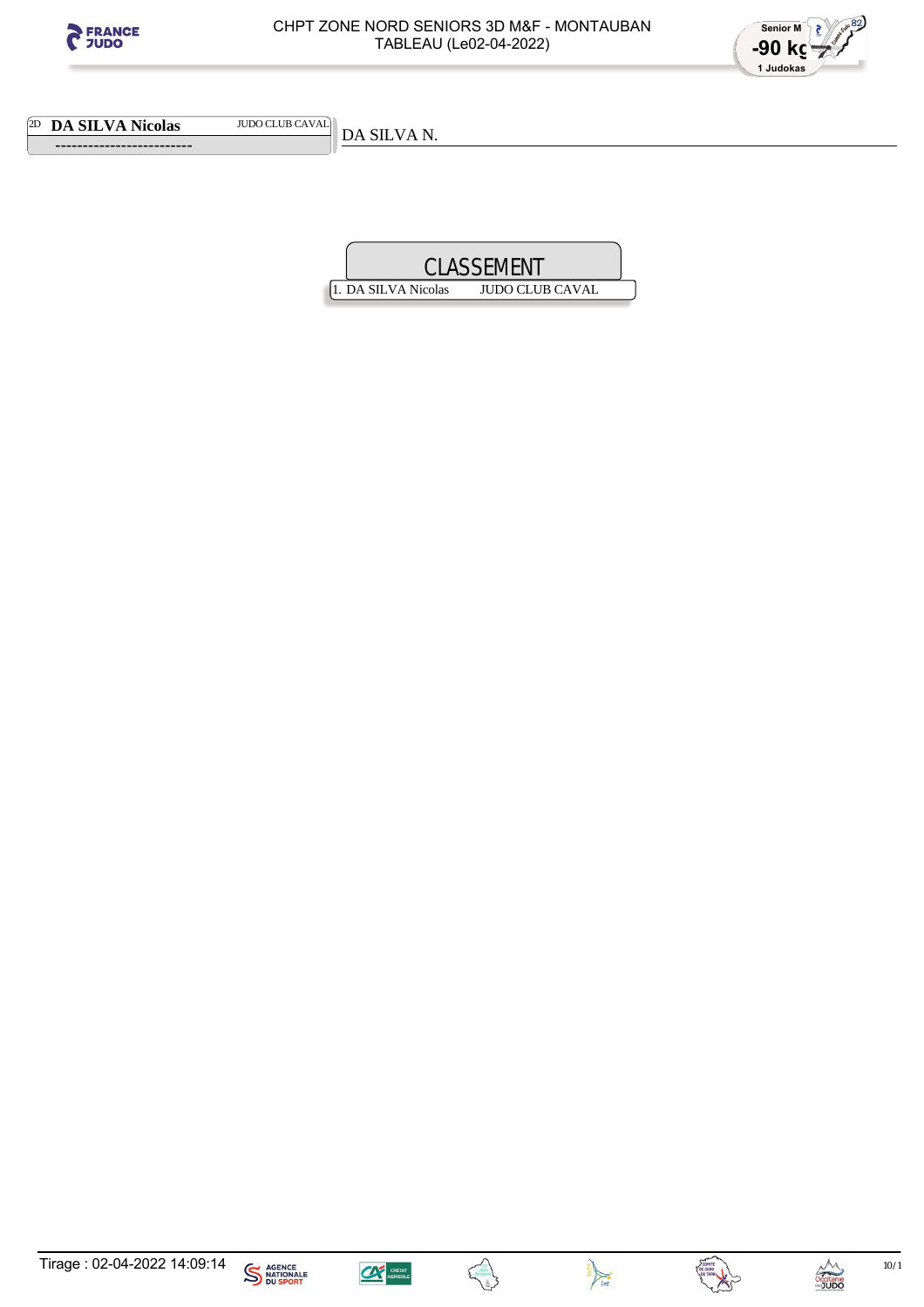# CHPT ZONE NORD SENIORS 3D M&F - MONTAUBAN
TABLEAU (Le02-04-2022)

Senior M
-90 kg
1 Judokas

2D **DA SILVA Nicolas** JUDO CLUB CAVAL

-------------------------

DA SILVA N.

## CLASSEMENT

| | | |
|---|---|---|
| 1. | DA SILVA Nicolas | JUDO CLUB CAVAL |

Tirage : 02-04-2022 14:09:14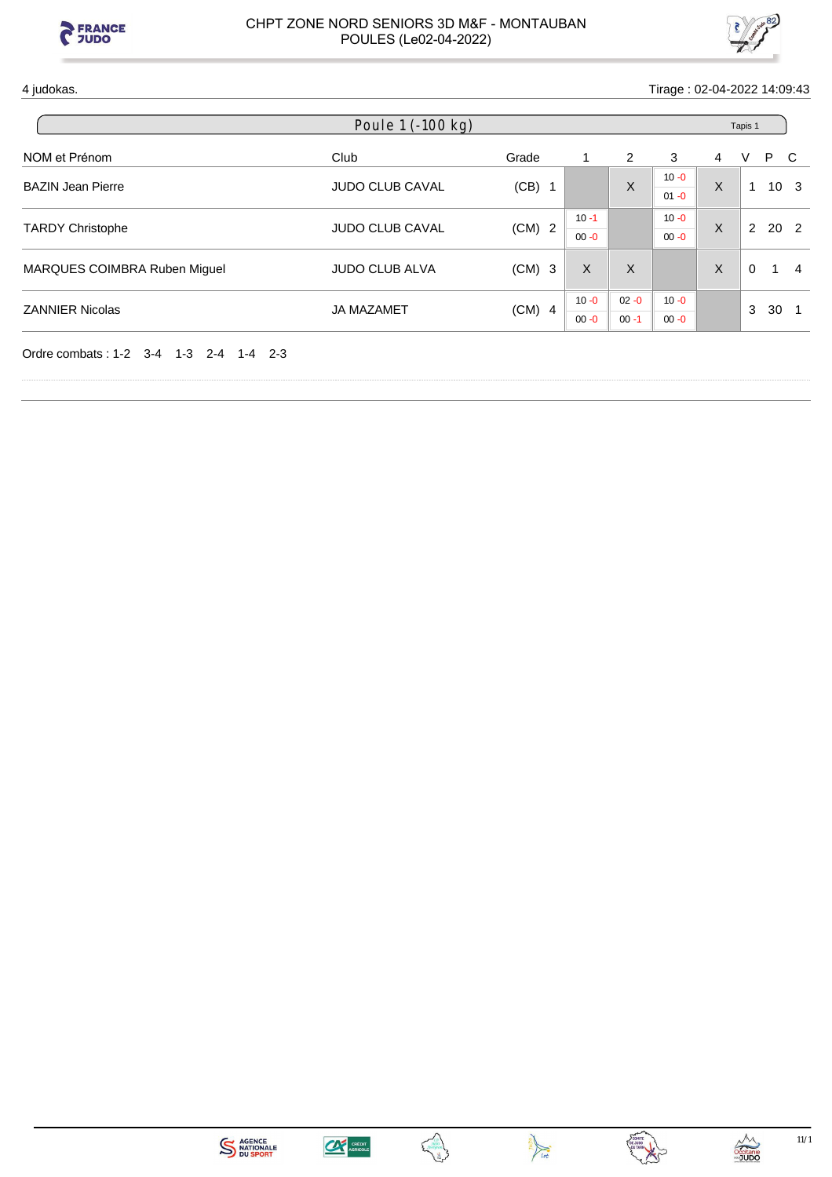CHPT ZONE NORD SENIORS 3D M&F - MONTAUBAN
POULES (Le02-04-2022)

4 judokas. Tirage : 02-04-2022 14:09:43

## Poule 1 (-100 kg)

Tapis 1

| NOM et Prénom | Club | Grade | 1 | 2 | 3 | 4 | V | P | C |
|---|---|---|---|---|---|---|---|---|---|
| BAZIN Jean Pierre | JUDO CLUB CAVAL | (CB) 1 | | X | 10 -0 / 01 -0 | X | 1 | 10 | 3 |
| TARDY Christophe | JUDO CLUB CAVAL | (CM) 2 | 10 -1 / 00 -0 | | 10 -0 / 00 -0 | X | 2 | 20 | 2 |
| MARQUES COIMBRA Ruben Miguel | JUDO CLUB ALVA | (CM) 3 | X | X | | X | 0 | 1 | 4 |
| ZANNIER Nicolas | JA MAZAMET | (CM) 4 | 10 -0 / 00 -0 | 02 -0 / 00 -1 | 10 -0 / 00 -0 | | 3 | 30 | 1 |

Ordre combats : 1-2 3-4 1-3 2-4 1-4 2-3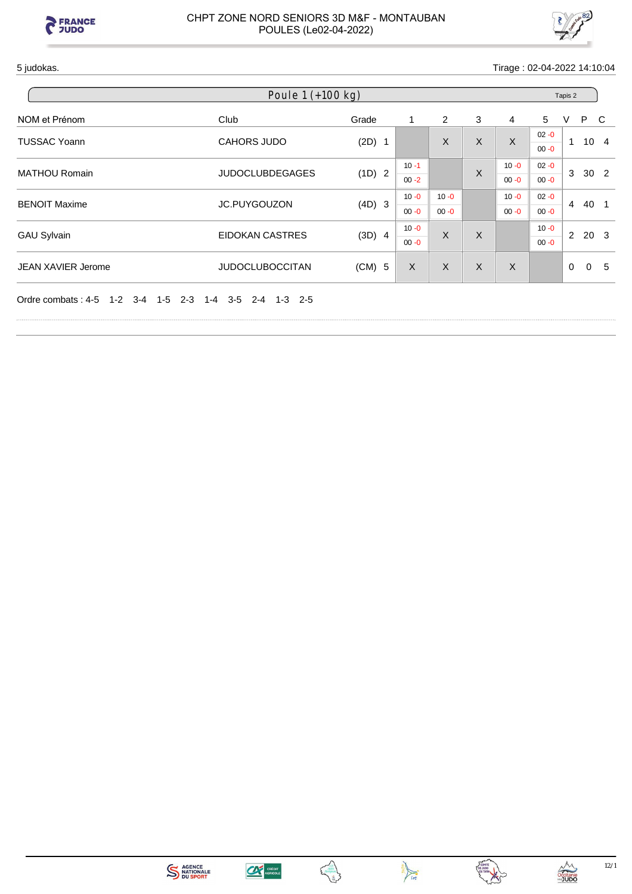CHPT ZONE NORD SENIORS 3D M&F - MONTAUBAN
POULES (Le02-04-2022)

5 judokas.

Tirage : 02-04-2022 14:10:04

## Poule 1 (+100 kg)

Tapis 2

| NOM et Prénom | Club | Grade | | 1 | 2 | 3 | 4 | 5 | V | P | C |
|---|---|---|---|---|---|---|---|---|---|---|---|
| TUSSAC Yoann | CAHORS JUDO | (2D) | 1 | | X | X | X | 02 -0 / 00 -0 | 1 | 10 | 4 |
| MATHOU Romain | JUDOCLUBDEGAGES | (1D) | 2 | 10 -1 / 00 -2 | | X | 10 -0 / 00 -0 | 02 -0 / 00 -0 | 3 | 30 | 2 |
| BENOIT Maxime | JC.PUYGOUZON | (4D) | 3 | 10 -0 / 00 -0 | 10 -0 / 00 -0 | | 10 -0 / 00 -0 | 02 -0 / 00 -0 | 4 | 40 | 1 |
| GAU Sylvain | EIDOKAN CASTRES | (3D) | 4 | 10 -0 / 00 -0 | X | X | | 10 -0 / 00 -0 | 2 | 20 | 3 |
| JEAN XAVIER Jerome | JUDOCLUBOCCITAN | (CM) | 5 | X | X | X | X | | 0 | 0 | 5 |

Ordre combats : 4-5 1-2 3-4 1-5 2-3 1-4 3-5 2-4 1-3 2-5